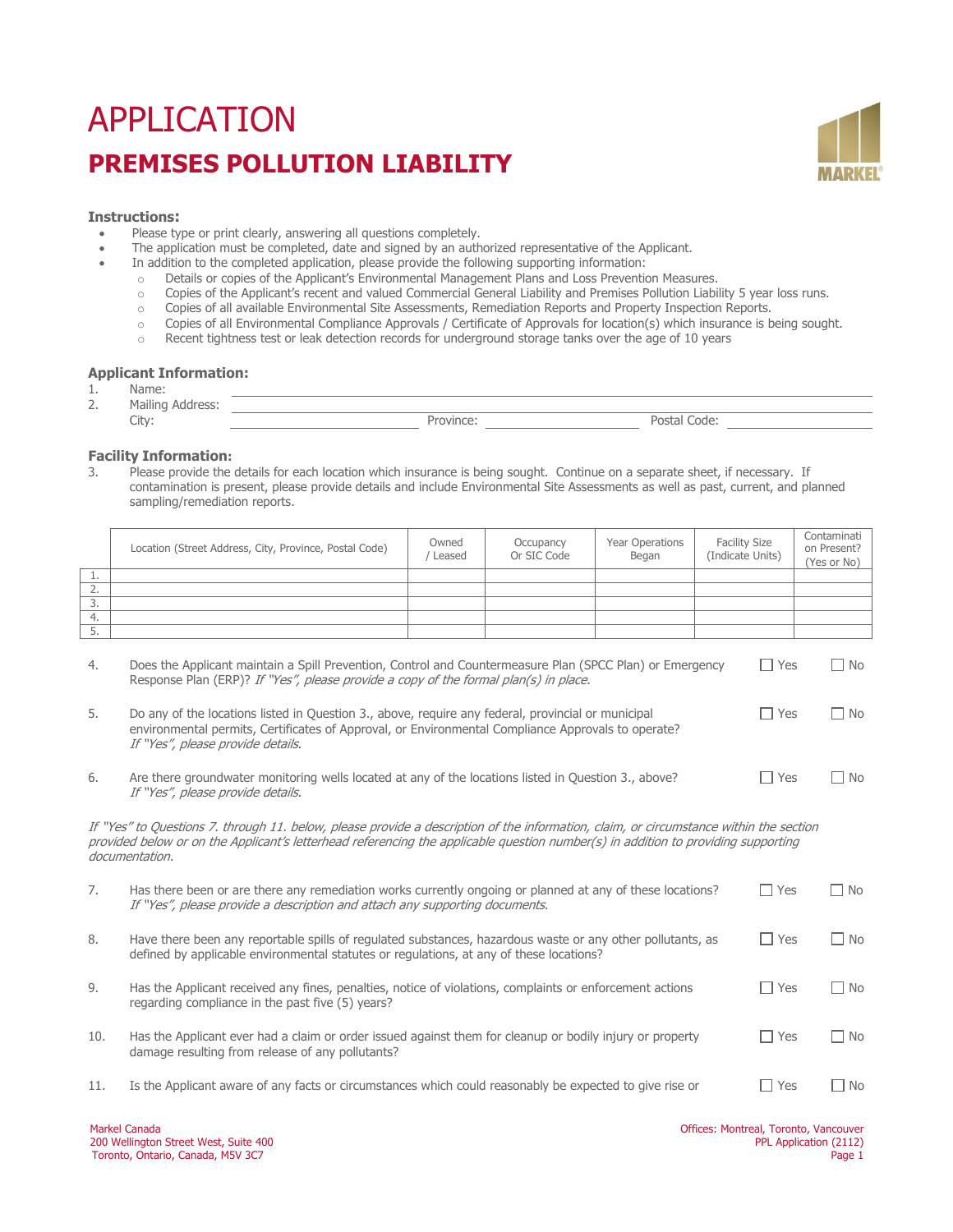# APPLICATION

## PREMISES POLLUTION LIABILITY

### Instructions:

- Please type or print clearly, answering all questions completely.
- The application must be completed, date and signed by an authorized representative of the Applicant.
- In addition to the completed application, please provide the following supporting information:
  - Details or copies of the Applicant's Environmental Management Plans and Loss Prevention Measures.
  - Copies of the Applicant's recent and valued Commercial General Liability and Premises Pollution Liability 5 year loss runs.
  - Copies of all available Environmental Site Assessments, Remediation Reports and Property Inspection Reports.
  - Copies of all Environmental Compliance Approvals / Certificate of Approvals for location(s) which insurance is being sought.
  - Recent tightness test or leak detection records for underground storage tanks over the age of 10 years

### Applicant Information:

1. Name: \_\_\_\_\_\_\_\_\_\_\_\_\_\_\_\_\_\_\_\_\_\_\_\_\_\_\_\_\_\_
2. Mailing Address: \_\_\_\_\_\_\_\_\_\_\_\_\_\_\_\_\_\_\_\_\_\_\_\_\_\_\_\_\_\_

   City: \_\_\_\_\_\_\_\_\_\_\_\_ Province: \_\_\_\_\_\_\_\_\_\_\_\_ Postal Code: \_\_\_\_\_\_\_\_\_\_\_\_

### Facility Information:

3. Please provide the details for each location which insurance is being sought. Continue on a separate sheet, if necessary. If contamination is present, please provide details and include Environmental Site Assessments as well as past, current, and planned sampling/remediation reports.

| | Location (Street Address, City, Province, Postal Code) | Owned / Leased | Occupancy Or SIC Code | Year Operations Began | Facility Size (Indicate Units) | Contamination Present? (Yes or No) |
|---|---|---|---|---|---|---|
| 1. | | | | | | |
| 2. | | | | | | |
| 3. | | | | | | |
| 4. | | | | | | |
| 5. | | | | | | |

4. Does the Applicant maintain a Spill Prevention, Control and Countermeasure Plan (SPCC Plan) or Emergency Response Plan (ERP)? *If "Yes", please provide a copy of the formal plan(s) in place.* ☐ Yes ☐ No

5. Do any of the locations listed in Question 3., above, require any federal, provincial or municipal environmental permits, Certificates of Approval, or Environmental Compliance Approvals to operate? *If "Yes", please provide details.* ☐ Yes ☐ No

6. Are there groundwater monitoring wells located at any of the locations listed in Question 3., above? *If "Yes", please provide details.* ☐ Yes ☐ No

*If "Yes" to Questions 7. through 11. below, please provide a description of the information, claim, or circumstance within the section provided below or on the Applicant's letterhead referencing the applicable question number(s) in addition to providing supporting documentation.*

7. Has there been or are there any remediation works currently ongoing or planned at any of these locations? *If "Yes", please provide a description and attach any supporting documents.* ☐ Yes ☐ No

8. Have there been any reportable spills of regulated substances, hazardous waste or any other pollutants, as defined by applicable environmental statutes or regulations, at any of these locations? ☐ Yes ☐ No

9. Has the Applicant received any fines, penalties, notice of violations, complaints or enforcement actions regarding compliance in the past five (5) years? ☐ Yes ☐ No

10. Has the Applicant ever had a claim or order issued against them for cleanup or bodily injury or property damage resulting from release of any pollutants? ☐ Yes ☐ No

11. Is the Applicant aware of any facts or circumstances which could reasonably be expected to give rise or ☐ Yes ☐ No

Markel Canada
200 Wellington Street West, Suite 400
Toronto, Ontario, Canada, M5V 3C7

Offices: Montreal, Toronto, Vancouver
PPL Application (2112)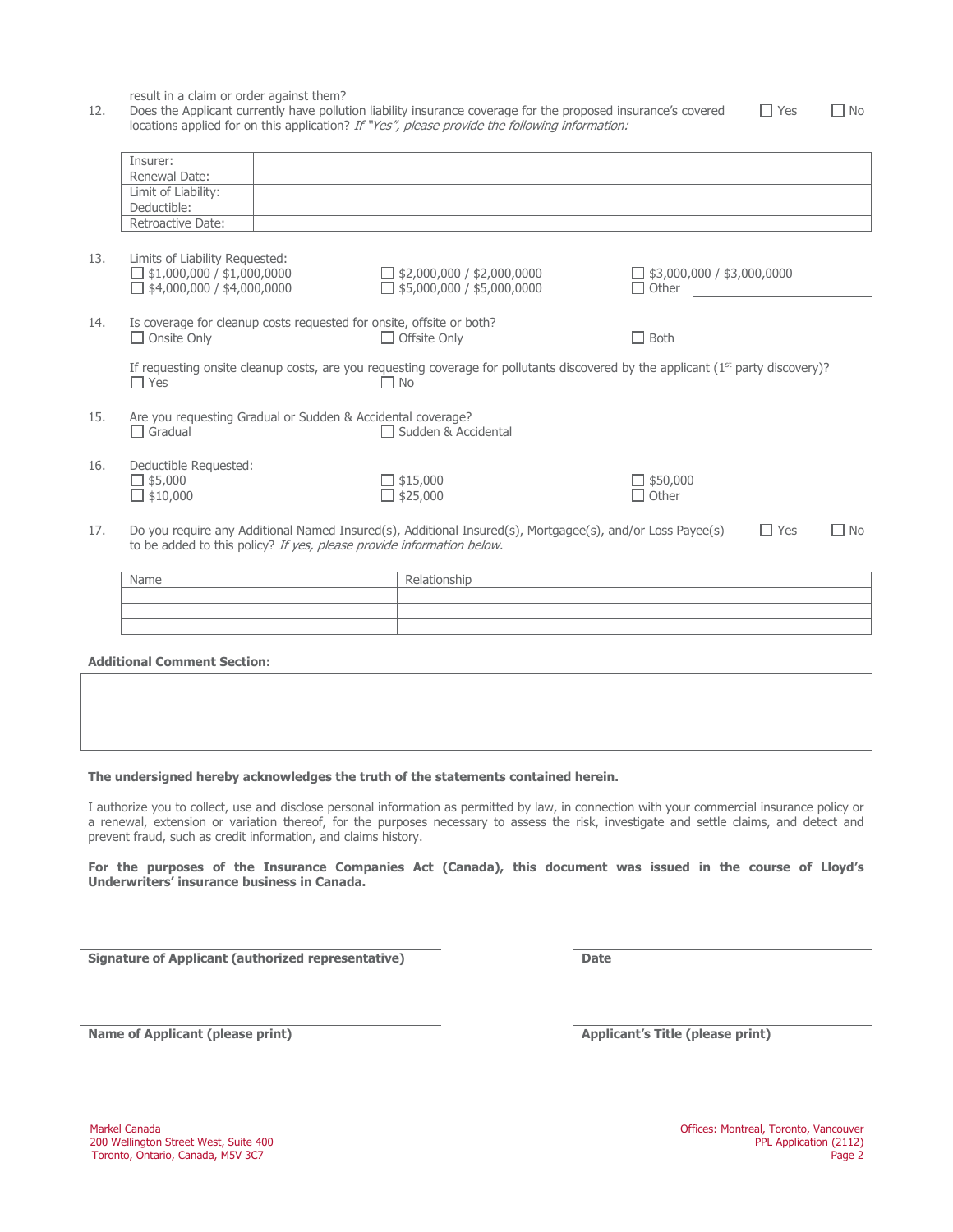result in a claim or order against them?

12. Does the Applicant currently have pollution liability insurance coverage for the proposed insurance's covered locations applied for on this application? *If "Yes", please provide the following information:* ☐ Yes ☐ No

| Insurer: | |
|---|---|
| Renewal Date: | |
| Limit of Liability: | |
| Deductible: | |
| Retroactive Date: | |

13. Limits of Liability Requested:
    - ☐ $1,000,000 / $1,000,0000
    - ☐ $2,000,000 / $2,000,0000
    - ☐ $3,000,000 / $3,000,0000
    - ☐ $4,000,000 / $4,000,0000
    - ☐ $5,000,000 / $5,000,0000
    - ☐ Other \_\_\_\_\_\_\_\_\_\_\_\_\_\_\_\_

14. Is coverage for cleanup costs requested for onsite, offsite or both?
    - ☐ Onsite Only
    - ☐ Offsite Only
    - ☐ Both

    If requesting onsite cleanup costs, are you requesting coverage for pollutants discovered by the applicant (1st party discovery)?
    - ☐ Yes
    - ☐ No

15. Are you requesting Gradual or Sudden & Accidental coverage?
    - ☐ Gradual
    - ☐ Sudden & Accidental

16. Deductible Requested:
    - ☐ $5,000
    - ☐ $15,000
    - ☐ $50,000
    - ☐ $10,000
    - ☐ $25,000
    - ☐ Other \_\_\_\_\_\_\_\_\_\_\_\_\_\_\_\_

17. Do you require any Additional Named Insured(s), Additional Insured(s), Mortgagee(s), and/or Loss Payee(s) to be added to this policy? *If yes, please provide information below.* ☐ Yes ☐ No

| Name | Relationship |
|---|---|
| | |
| | |
| | |

**Additional Comment Section:**

| |
|---|
| |

**The undersigned hereby acknowledges the truth of the statements contained herein.**

I authorize you to collect, use and disclose personal information as permitted by law, in connection with your commercial insurance policy or a renewal, extension or variation thereof, for the purposes necessary to assess the risk, investigate and settle claims, and detect and prevent fraud, such as credit information, and claims history.

**For the purposes of the Insurance Companies Act (Canada), this document was issued in the course of Lloyd's Underwriters' insurance business in Canada.**

\_\_\_\_\_\_\_\_\_\_\_\_\_\_\_\_\_\_\_\_\_\_\_\_\_\_\_\_\_\_
**Signature of Applicant (authorized representative)**

\_\_\_\_\_\_\_\_\_\_\_\_\_\_\_\_\_\_\_\_\_\_\_\_\_\_\_\_\_\_
**Date**

\_\_\_\_\_\_\_\_\_\_\_\_\_\_\_\_\_\_\_\_\_\_\_\_\_\_\_\_\_\_
**Name of Applicant (please print)**

\_\_\_\_\_\_\_\_\_\_\_\_\_\_\_\_\_\_\_\_\_\_\_\_\_\_\_\_\_\_
**Applicant's Title (please print)**

Markel Canada
200 Wellington Street West, Suite 400
Toronto, Ontario, Canada, M5V 3C7

Offices: Montreal, Toronto, Vancouver
PPL Application (2112)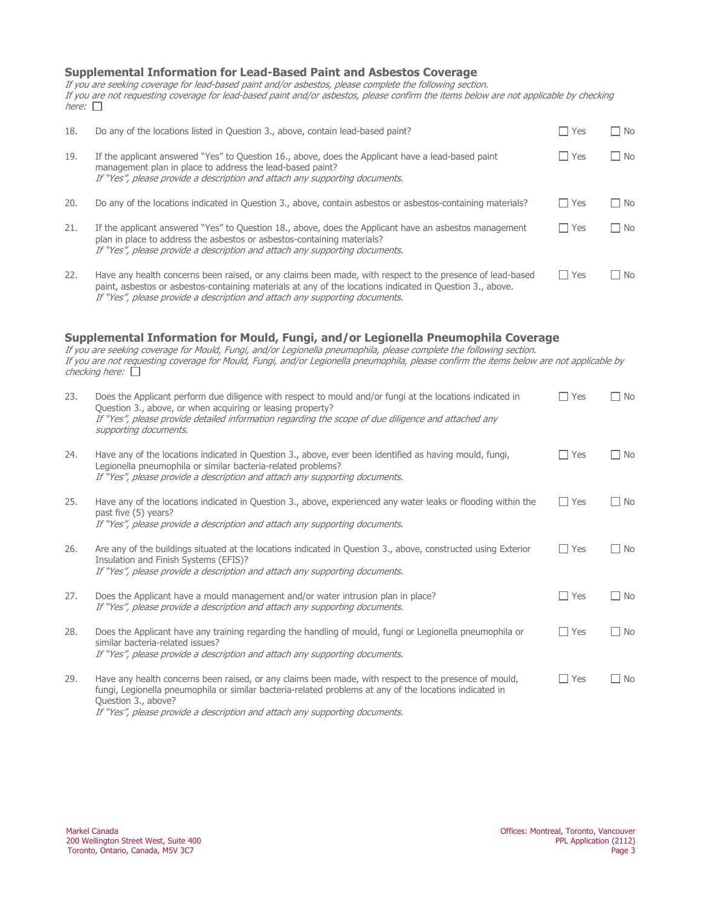## Supplemental Information for Lead-Based Paint and Asbestos Coverage

*If you are seeking coverage for lead-based paint and/or asbestos, please complete the following section.*
*If you are not requesting coverage for lead-based paint and/or asbestos, please confirm the items below are not applicable by checking here:* ☐

18. Do any of the locations listed in Question 3., above, contain lead-based paint? ☐ Yes ☐ No

19. If the applicant answered "Yes" to Question 16., above, does the Applicant have a lead-based paint management plan in place to address the lead-based paint? ☐ Yes ☐ No
*If "Yes", please provide a description and attach any supporting documents.*

20. Do any of the locations indicated in Question 3., above, contain asbestos or asbestos-containing materials? ☐ Yes ☐ No

21. If the applicant answered "Yes" to Question 18., above, does the Applicant have an asbestos management plan in place to address the asbestos or asbestos-containing materials? ☐ Yes ☐ No
*If "Yes", please provide a description and attach any supporting documents.*

22. Have any health concerns been raised, or any claims been made, with respect to the presence of lead-based paint, asbestos or asbestos-containing materials at any of the locations indicated in Question 3., above. ☐ Yes ☐ No
*If "Yes", please provide a description and attach any supporting documents.*

## Supplemental Information for Mould, Fungi, and/or Legionella Pneumophila Coverage

*If you are seeking coverage for Mould, Fungi, and/or Legionella pneumophila, please complete the following section.*
*If you are not requesting coverage for Mould, Fungi, and/or Legionella pneumophila, please confirm the items below are not applicable by checking here:* ☐

23. Does the Applicant perform due diligence with respect to mould and/or fungi at the locations indicated in Question 3., above, or when acquiring or leasing property? ☐ Yes ☐ No
*If "Yes", please provide detailed information regarding the scope of due diligence and attached any supporting documents.*

24. Have any of the locations indicated in Question 3., above, ever been identified as having mould, fungi, Legionella pneumophila or similar bacteria-related problems? ☐ Yes ☐ No
*If "Yes", please provide a description and attach any supporting documents.*

25. Have any of the locations indicated in Question 3., above, experienced any water leaks or flooding within the past five (5) years? ☐ Yes ☐ No
*If "Yes", please provide a description and attach any supporting documents.*

26. Are any of the buildings situated at the locations indicated in Question 3., above, constructed using Exterior Insulation and Finish Systems (EFIS)? ☐ Yes ☐ No
*If "Yes", please provide a description and attach any supporting documents.*

27. Does the Applicant have a mould management and/or water intrusion plan in place? ☐ Yes ☐ No
*If "Yes", please provide a description and attach any supporting documents.*

28. Does the Applicant have any training regarding the handling of mould, fungi or Legionella pneumophila or similar bacteria-related issues? ☐ Yes ☐ No
*If "Yes", please provide a description and attach any supporting documents.*

29. Have any health concerns been raised, or any claims been made, with respect to the presence of mould, fungi, Legionella pneumophila or similar bacteria-related problems at any of the locations indicated in Question 3., above? ☐ Yes ☐ No
*If "Yes", please provide a description and attach any supporting documents.*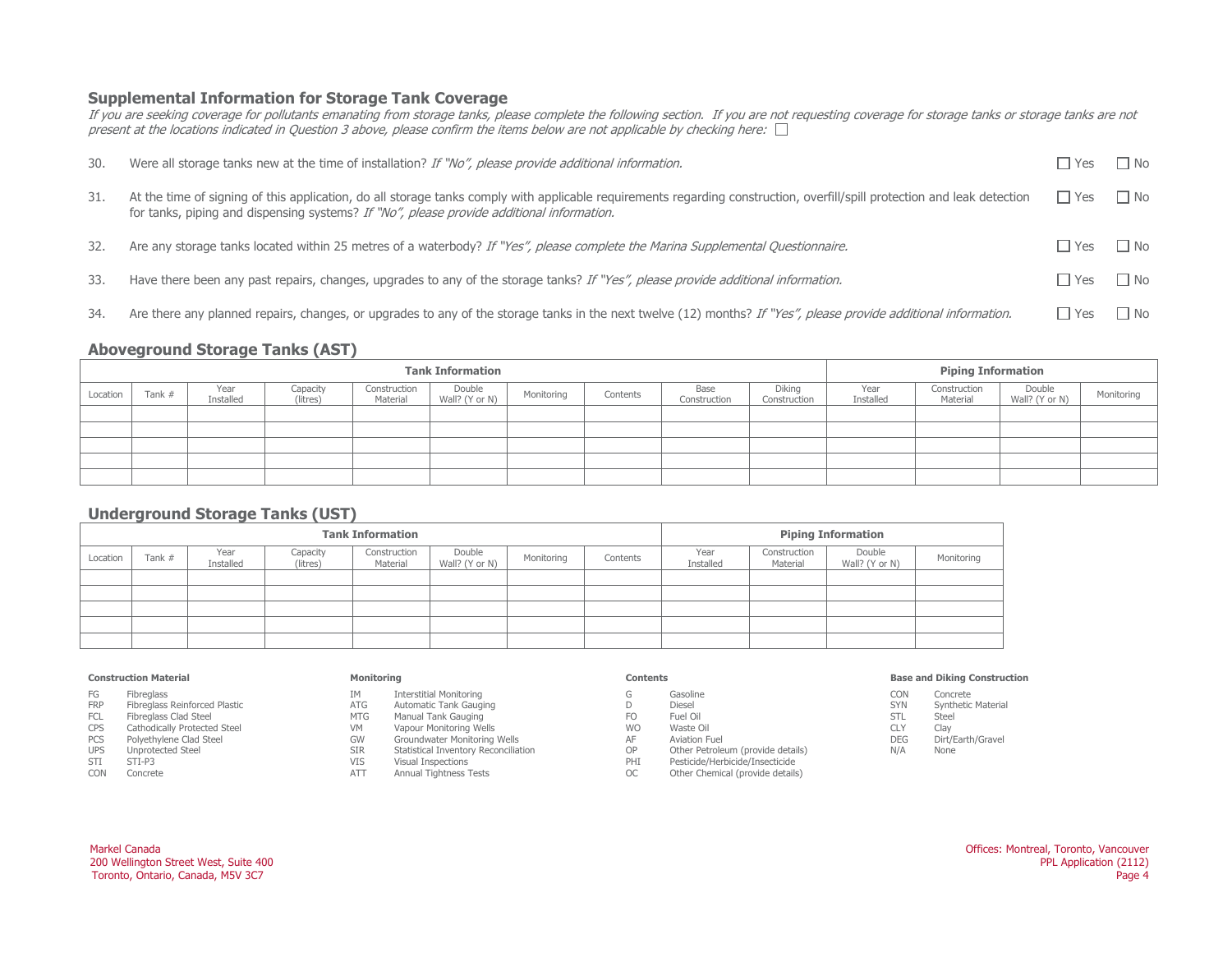## Supplemental Information for Storage Tank Coverage

*If you are seeking coverage for pollutants emanating from storage tanks, please complete the following section. If you are not requesting coverage for storage tanks or storage tanks are not present at the locations indicated in Question 3 above, please confirm the items below are not applicable by checking here:* ☐

30. Were all storage tanks new at the time of installation? *If "No", please provide additional information.* ☐ Yes ☐ No

31. At the time of signing of this application, do all storage tanks comply with applicable requirements regarding construction, overfill/spill protection and leak detection for tanks, piping and dispensing systems? *If "No", please provide additional information.* ☐ Yes ☐ No

32. Are any storage tanks located within 25 metres of a waterbody? *If "Yes", please complete the Marina Supplemental Questionnaire.* ☐ Yes ☐ No

33. Have there been any past repairs, changes, upgrades to any of the storage tanks? *If "Yes", please provide additional information.* ☐ Yes ☐ No

34. Are there any planned repairs, changes, or upgrades to any of the storage tanks in the next twelve (12) months? *If "Yes", please provide additional information.* ☐ Yes ☐ No

### Aboveground Storage Tanks (AST)

| Tank Information | | | | | | | | | | Piping Information | | | |
|---|---|---|---|---|---|---|---|---|---|---|---|---|---|
| Location | Tank # | Year Installed | Capacity (litres) | Construction Material | Double Wall? (Y or N) | Monitoring | Contents | Base Construction | Diking Construction | Year Installed | Construction Material | Double Wall? (Y or N) | Monitoring |
| | | | | | | | | | | | | | |
| | | | | | | | | | | | | | |
| | | | | | | | | | | | | | |
| | | | | | | | | | | | | | |
| | | | | | | | | | | | | | |

### Underground Storage Tanks (UST)

| Tank Information | | | | | | | | Piping Information | | | |
|---|---|---|---|---|---|---|---|---|---|---|---|
| Location | Tank # | Year Installed | Capacity (litres) | Construction Material | Double Wall? (Y or N) | Monitoring | Contents | Year Installed | Construction Material | Double Wall? (Y or N) | Monitoring |
| | | | | | | | | | | | |
| | | | | | | | | | | | |
| | | | | | | | | | | | |
| | | | | | | | | | | | |
| | | | | | | | | | | | |

**Construction Material**

| | |
|---|---|
| FG | Fibreglass |
| FRP | Fibreglass Reinforced Plastic |
| FCL | Fibreglass Clad Steel |
| CPS | Cathodically Protected Steel |
| PCS | Polyethylene Clad Steel |
| UPS | Unprotected Steel |
| STI | STI-P3 |
| CON | Concrete |

**Monitoring**

| | |
|---|---|
| IM | Interstitial Monitoring |
| ATG | Automatic Tank Gauging |
| MTG | Manual Tank Gauging |
| VM | Vapour Monitoring Wells |
| GW | Groundwater Monitoring Wells |
| SIR | Statistical Inventory Reconciliation |
| VIS | Visual Inspections |
| ATT | Annual Tightness Tests |

**Contents**

| | |
|---|---|
| G | Gasoline |
| D | Diesel |
| FO | Fuel Oil |
| WO | Waste Oil |
| AF | Aviation Fuel |
| OP | Other Petroleum (provide details) |
| PHI | Pesticide/Herbicide/Insecticide |
| OC | Other Chemical (provide details) |

**Base and Diking Construction**

| | |
|---|---|
| CON | Concrete |
| SYN | Synthetic Material |
| STL | Steel |
| CLY | Clay |
| DEG | Dirt/Earth/Gravel |
| N/A | None |

Markel Canada
200 Wellington Street West, Suite 400
Toronto, Ontario, Canada, M5V 3C7

Offices: Montreal, Toronto, Vancouver
PPL Application (2112)